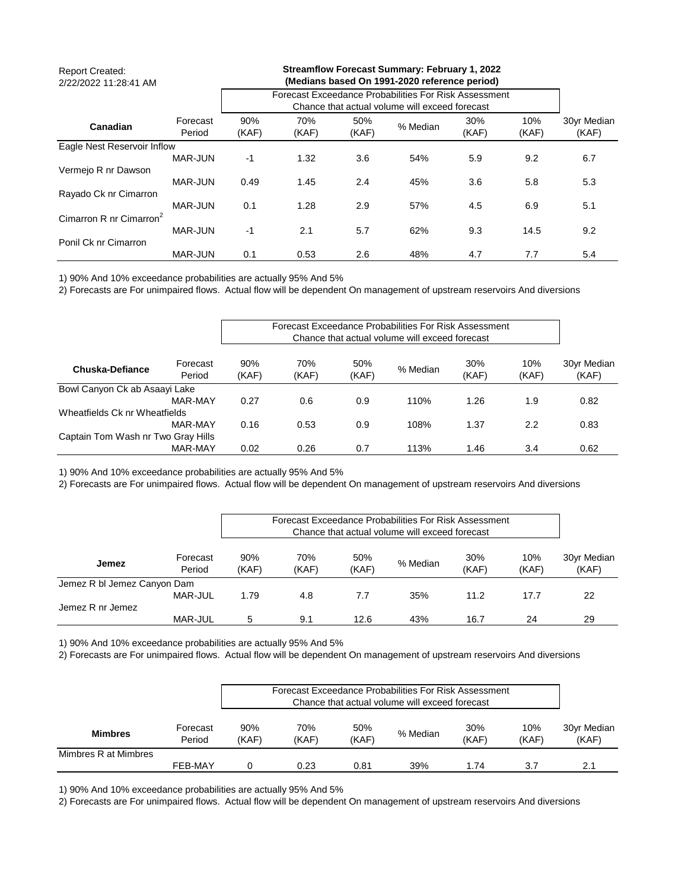Report Created:
2/22/2022 11:28:41 AM

**Streamflow Forecast Summary: February 1, 2022**
**(Medians based On 1991-2020 reference period)**

| Canadian | Forecast Period | Forecast Exceedance Probabilities For Risk Assessment Chance that actual volume will exceed forecast | | | | | | 30yr Median (KAF) |
|---|---|---|---|---|---|---|---|---|
| | | 90% (KAF) | 70% (KAF) | 50% (KAF) | % Median | 30% (KAF) | 10% (KAF) | |
| Eagle Nest Reservoir Inflow | MAR-JUN | -1 | 1.32 | 3.6 | 54% | 5.9 | 9.2 | 6.7 |
| Vermejo R nr Dawson | MAR-JUN | 0.49 | 1.45 | 2.4 | 45% | 3.6 | 5.8 | 5.3 |
| Rayado Ck nr Cimarron | MAR-JUN | 0.1 | 1.28 | 2.9 | 57% | 4.5 | 6.9 | 5.1 |
| Cimarron R nr Cimarron[2] | MAR-JUN | -1 | 2.1 | 5.7 | 62% | 9.3 | 14.5 | 9.2 |
| Ponil Ck nr Cimarron | MAR-JUN | 0.1 | 0.53 | 2.6 | 48% | 4.7 | 7.7 | 5.4 |

1) 90% And 10% exceedance probabilities are actually 95% And 5%
2) Forecasts are For unimpaired flows. Actual flow will be dependent On management of upstream reservoirs And diversions

| Chuska-Defiance | Forecast Period | Forecast Exceedance Probabilities For Risk Assessment Chance that actual volume will exceed forecast | | | | | | 30yr Median (KAF) |
|---|---|---|---|---|---|---|---|---|
| | | 90% (KAF) | 70% (KAF) | 50% (KAF) | % Median | 30% (KAF) | 10% (KAF) | |
| Bowl Canyon Ck ab Asaayi Lake | MAR-MAY | 0.27 | 0.6 | 0.9 | 110% | 1.26 | 1.9 | 0.82 |
| Wheatfields Ck nr Wheatfields | MAR-MAY | 0.16 | 0.53 | 0.9 | 108% | 1.37 | 2.2 | 0.83 |
| Captain Tom Wash nr Two Gray Hills | MAR-MAY | 0.02 | 0.26 | 0.7 | 113% | 1.46 | 3.4 | 0.62 |

1) 90% And 10% exceedance probabilities are actually 95% And 5%
2) Forecasts are For unimpaired flows. Actual flow will be dependent On management of upstream reservoirs And diversions

| Jemez | Forecast Period | Forecast Exceedance Probabilities For Risk Assessment Chance that actual volume will exceed forecast | | | | | | 30yr Median (KAF) |
|---|---|---|---|---|---|---|---|---|
| | | 90% (KAF) | 70% (KAF) | 50% (KAF) | % Median | 30% (KAF) | 10% (KAF) | |
| Jemez R bl Jemez Canyon Dam | MAR-JUL | 1.79 | 4.8 | 7.7 | 35% | 11.2 | 17.7 | 22 |
| Jemez R nr Jemez | MAR-JUL | 5 | 9.1 | 12.6 | 43% | 16.7 | 24 | 29 |

1) 90% And 10% exceedance probabilities are actually 95% And 5%
2) Forecasts are For unimpaired flows. Actual flow will be dependent On management of upstream reservoirs And diversions

| Mimbres | Forecast Period | Forecast Exceedance Probabilities For Risk Assessment Chance that actual volume will exceed forecast | | | | | | 30yr Median (KAF) |
|---|---|---|---|---|---|---|---|---|
| | | 90% (KAF) | 70% (KAF) | 50% (KAF) | % Median | 30% (KAF) | 10% (KAF) | |
| Mimbres R at Mimbres | FEB-MAY | 0 | 0.23 | 0.81 | 39% | 1.74 | 3.7 | 2.1 |

1) 90% And 10% exceedance probabilities are actually 95% And 5%
2) Forecasts are For unimpaired flows. Actual flow will be dependent On management of upstream reservoirs And diversions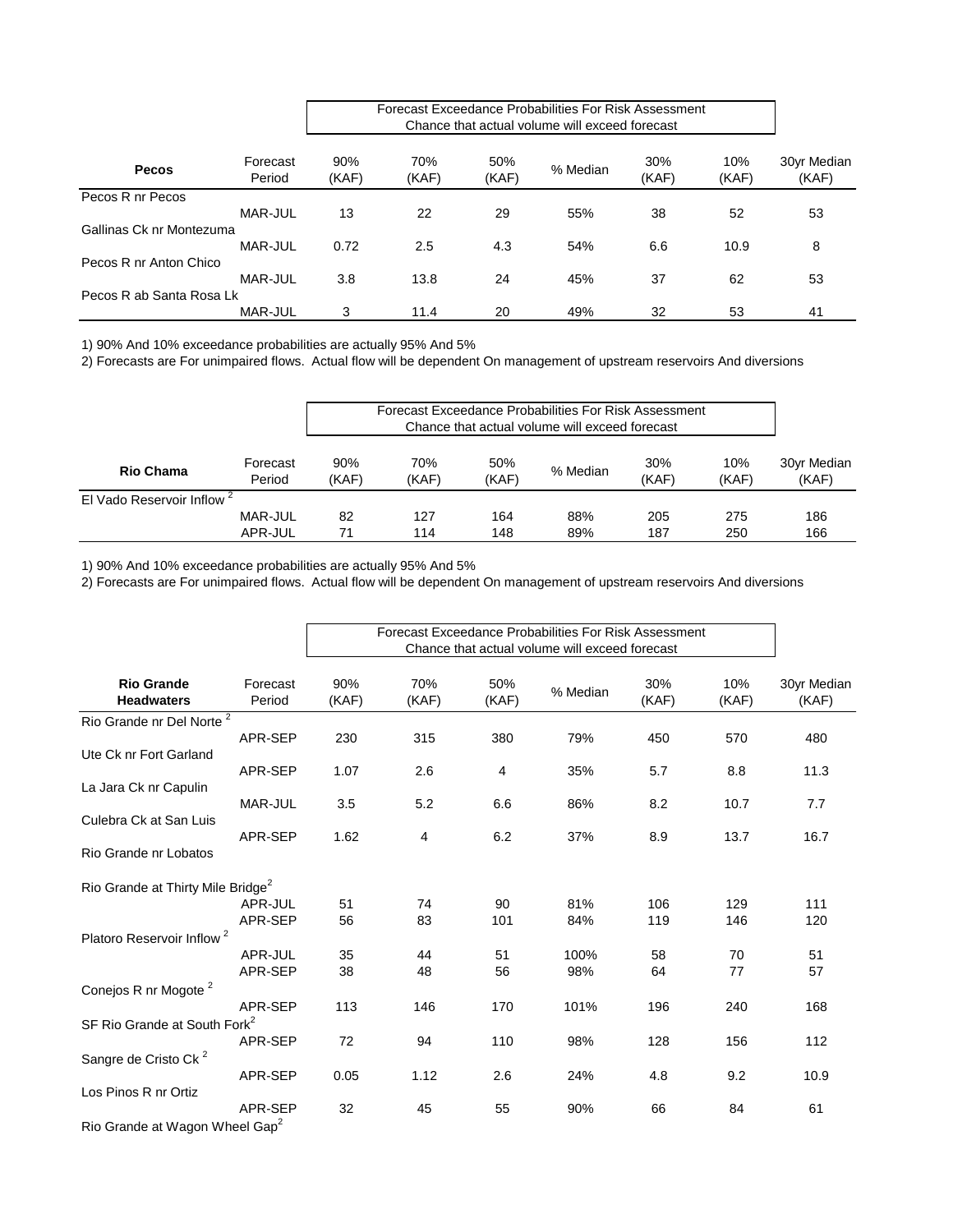| Pecos | Forecast Period | Forecast Exceedance Probabilities For Risk Assessment<br>Chance that actual volume will exceed forecast<br>90% (KAF) | 70% (KAF) | 50% (KAF) | % Median | 30% (KAF) | 10% (KAF) | 30yr Median (KAF) |
|---|---|---|---|---|---|---|---|---|
| Pecos R nr Pecos | | | | | | | | |
| | MAR-JUL | 13 | 22 | 29 | 55% | 38 | 52 | 53 |
| Gallinas Ck nr Montezuma | | | | | | | | |
| | MAR-JUL | 0.72 | 2.5 | 4.3 | 54% | 6.6 | 10.9 | 8 |
| Pecos R nr Anton Chico | | | | | | | | |
| | MAR-JUL | 3.8 | 13.8 | 24 | 45% | 37 | 62 | 53 |
| Pecos R ab Santa Rosa Lk | | | | | | | | |
| | MAR-JUL | 3 | 11.4 | 20 | 49% | 32 | 53 | 41 |

1) 90% And 10% exceedance probabilities are actually 95% And 5%

2) Forecasts are For unimpaired flows. Actual flow will be dependent On management of upstream reservoirs And diversions

| Rio Chama | Forecast Period | Forecast Exceedance Probabilities For Risk Assessment<br>Chance that actual volume will exceed forecast<br>90% (KAF) | 70% (KAF) | 50% (KAF) | % Median | 30% (KAF) | 10% (KAF) | 30yr Median (KAF) |
|---|---|---|---|---|---|---|---|---|
| El Vado Reservoir Inflow [2] | | | | | | | | |
| | MAR-JUL | 82 | 127 | 164 | 88% | 205 | 275 | 186 |
| | APR-JUL | 71 | 114 | 148 | 89% | 187 | 250 | 166 |

1) 90% And 10% exceedance probabilities are actually 95% And 5%

2) Forecasts are For unimpaired flows. Actual flow will be dependent On management of upstream reservoirs And diversions

| Rio Grande Headwaters | Forecast Period | Forecast Exceedance Probabilities For Risk Assessment<br>Chance that actual volume will exceed forecast<br>90% (KAF) | 70% (KAF) | 50% (KAF) | % Median | 30% (KAF) | 10% (KAF) | 30yr Median (KAF) |
|---|---|---|---|---|---|---|---|---|
| Rio Grande nr Del Norte [2] | | | | | | | | |
| | APR-SEP | 230 | 315 | 380 | 79% | 450 | 570 | 480 |
| Ute Ck nr Fort Garland | | | | | | | | |
| | APR-SEP | 1.07 | 2.6 | 4 | 35% | 5.7 | 8.8 | 11.3 |
| La Jara Ck nr Capulin | | | | | | | | |
| | MAR-JUL | 3.5 | 5.2 | 6.6 | 86% | 8.2 | 10.7 | 7.7 |
| Culebra Ck at San Luis | | | | | | | | |
| | APR-SEP | 1.62 | 4 | 6.2 | 37% | 8.9 | 13.7 | 16.7 |
| Rio Grande nr Lobatos | | | | | | | | |
| Rio Grande at Thirty Mile Bridge [2] | | | | | | | | |
| | APR-JUL | 51 | 74 | 90 | 81% | 106 | 129 | 111 |
| | APR-SEP | 56 | 83 | 101 | 84% | 119 | 146 | 120 |
| Platoro Reservoir Inflow [2] | | | | | | | | |
| | APR-JUL | 35 | 44 | 51 | 100% | 58 | 70 | 51 |
| | APR-SEP | 38 | 48 | 56 | 98% | 64 | 77 | 57 |
| Conejos R nr Mogote [2] | | | | | | | | |
| | APR-SEP | 113 | 146 | 170 | 101% | 196 | 240 | 168 |
| SF Rio Grande at South Fork [2] | | | | | | | | |
| | APR-SEP | 72 | 94 | 110 | 98% | 128 | 156 | 112 |
| Sangre de Cristo Ck [2] | | | | | | | | |
| | APR-SEP | 0.05 | 1.12 | 2.6 | 24% | 4.8 | 9.2 | 10.9 |
| Los Pinos R nr Ortiz | | | | | | | | |
| | APR-SEP | 32 | 45 | 55 | 90% | 66 | 84 | 61 |
| Rio Grande at Wagon Wheel Gap [2] | | | | | | | | |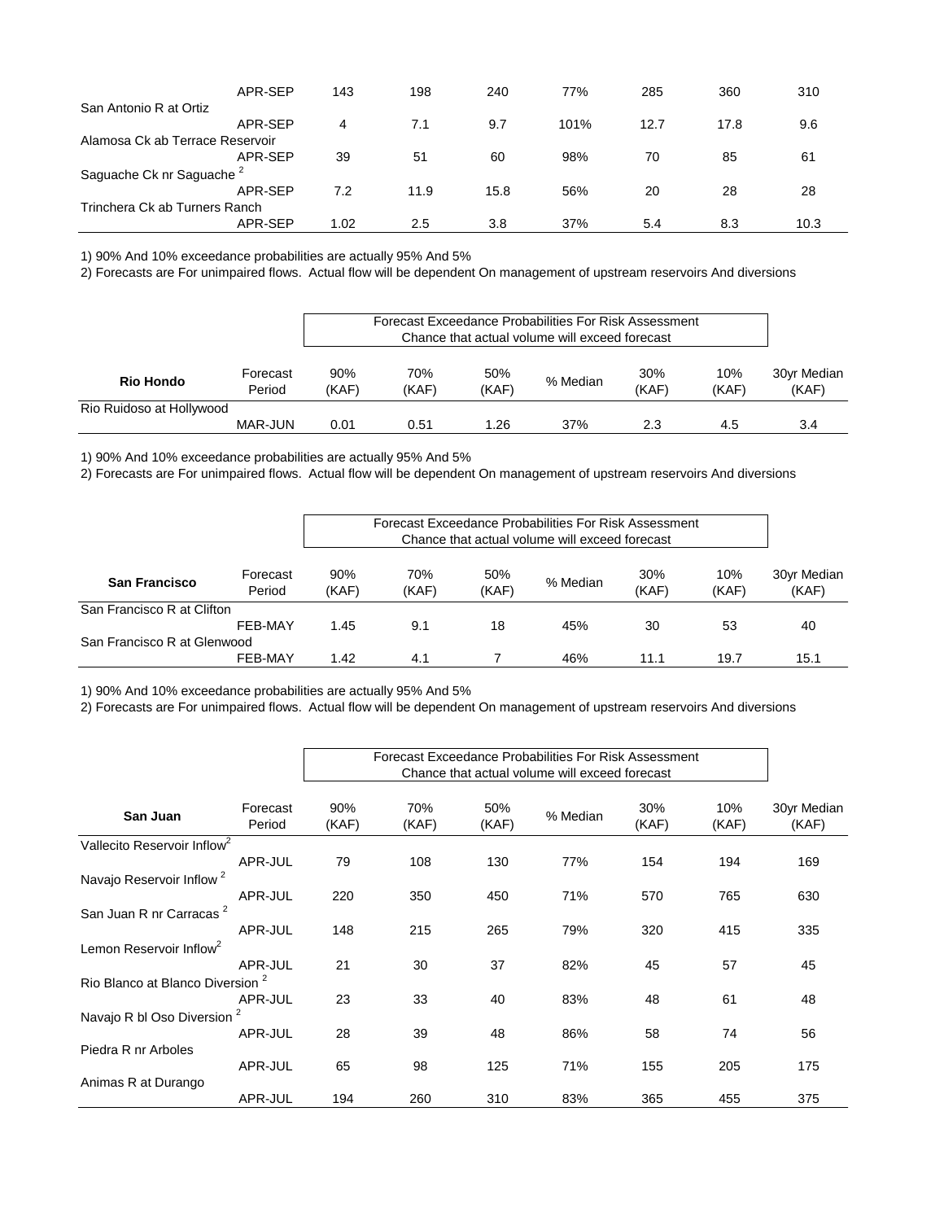| | Forecast Period | 90% (KAF) | 70% (KAF) | 50% (KAF) | % Median | 30% (KAF) | 10% (KAF) | 30yr Median (KAF) |
|---|---|---|---|---|---|---|---|---|
| | APR-SEP | 143 | 198 | 240 | 77% | 285 | 360 | 310 |
| San Antonio R at Ortiz | | | | | | | | |
| | APR-SEP | 4 | 7.1 | 9.7 | 101% | 12.7 | 17.8 | 9.6 |
| Alamosa Ck ab Terrace Reservoir | | | | | | | | |
| | APR-SEP | 39 | 51 | 60 | 98% | 70 | 85 | 61 |
| Saguache Ck nr Saguache [2] | | | | | | | | |
| | APR-SEP | 7.2 | 11.9 | 15.8 | 56% | 20 | 28 | 28 |
| Trinchera Ck ab Turners Ranch | | | | | | | | |
| | APR-SEP | 1.02 | 2.5 | 3.8 | 37% | 5.4 | 8.3 | 10.3 |

1) 90% And 10% exceedance probabilities are actually 95% And 5%

2) Forecasts are For unimpaired flows. Actual flow will be dependent On management of upstream reservoirs And diversions

| | | Forecast Exceedance Probabilities For Risk Assessment Chance that actual volume will exceed forecast | | | | | | |
|---|---|---|---|---|---|---|---|---|
| **Rio Hondo** | Forecast Period | 90% (KAF) | 70% (KAF) | 50% (KAF) | % Median | 30% (KAF) | 10% (KAF) | 30yr Median (KAF) |
| Rio Ruidoso at Hollywood | | | | | | | | |
| | MAR-JUN | 0.01 | 0.51 | 1.26 | 37% | 2.3 | 4.5 | 3.4 |

1) 90% And 10% exceedance probabilities are actually 95% And 5%

2) Forecasts are For unimpaired flows. Actual flow will be dependent On management of upstream reservoirs And diversions

| | | Forecast Exceedance Probabilities For Risk Assessment Chance that actual volume will exceed forecast | | | | | | |
|---|---|---|---|---|---|---|---|---|
| **San Francisco** | Forecast Period | 90% (KAF) | 70% (KAF) | 50% (KAF) | % Median | 30% (KAF) | 10% (KAF) | 30yr Median (KAF) |
| San Francisco R at Clifton | | | | | | | | |
| | FEB-MAY | 1.45 | 9.1 | 18 | 45% | 30 | 53 | 40 |
| San Francisco R at Glenwood | | | | | | | | |
| | FEB-MAY | 1.42 | 4.1 | 7 | 46% | 11.1 | 19.7 | 15.1 |

1) 90% And 10% exceedance probabilities are actually 95% And 5%

2) Forecasts are For unimpaired flows. Actual flow will be dependent On management of upstream reservoirs And diversions

| | | Forecast Exceedance Probabilities For Risk Assessment Chance that actual volume will exceed forecast | | | | | | |
|---|---|---|---|---|---|---|---|---|
| **San Juan** | Forecast Period | 90% (KAF) | 70% (KAF) | 50% (KAF) | % Median | 30% (KAF) | 10% (KAF) | 30yr Median (KAF) |
| Vallecito Reservoir Inflow[2] | | | | | | | | |
| | APR-JUL | 79 | 108 | 130 | 77% | 154 | 194 | 169 |
| Navajo Reservoir Inflow [2] | | | | | | | | |
| | APR-JUL | 220 | 350 | 450 | 71% | 570 | 765 | 630 |
| San Juan R nr Carracas [2] | | | | | | | | |
| | APR-JUL | 148 | 215 | 265 | 79% | 320 | 415 | 335 |
| Lemon Reservoir Inflow[2] | | | | | | | | |
| | APR-JUL | 21 | 30 | 37 | 82% | 45 | 57 | 45 |
| Rio Blanco at Blanco Diversion [2] | | | | | | | | |
| | APR-JUL | 23 | 33 | 40 | 83% | 48 | 61 | 48 |
| Navajo R bl Oso Diversion [2] | | | | | | | | |
| | APR-JUL | 28 | 39 | 48 | 86% | 58 | 74 | 56 |
| Piedra R nr Arboles | | | | | | | | |
| | APR-JUL | 65 | 98 | 125 | 71% | 155 | 205 | 175 |
| Animas R at Durango | | | | | | | | |
| | APR-JUL | 194 | 260 | 310 | 83% | 365 | 455 | 375 |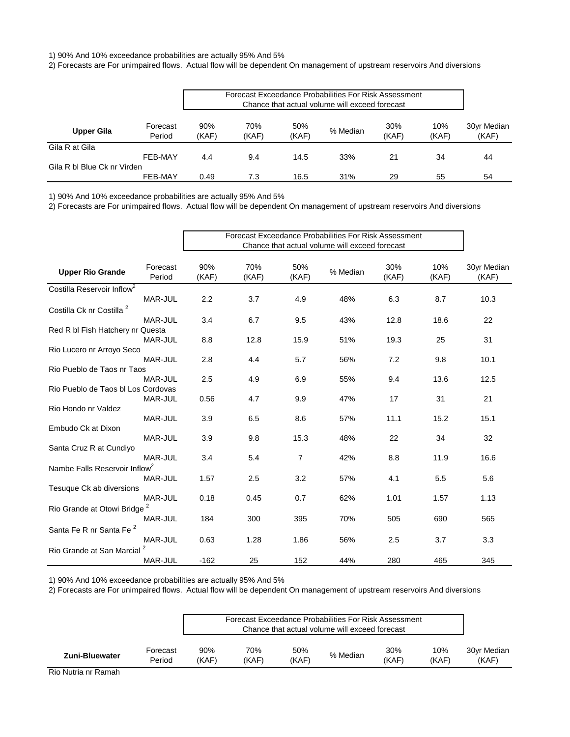1) 90% And 10% exceedance probabilities are actually 95% And 5%

2) Forecasts are For unimpaired flows. Actual flow will be dependent On management of upstream reservoirs And diversions

| | | Forecast Exceedance Probabilities For Risk Assessment<br>Chance that actual volume will exceed forecast | | | | | | |
|---|---|---|---|---|---|---|---|---|
| **Upper Gila** | Forecast Period | 90% (KAF) | 70% (KAF) | 50% (KAF) | % Median | 30% (KAF) | 10% (KAF) | 30yr Median (KAF) |
| Gila R at Gila | | | | | | | | |
| | FEB-MAY | 4.4 | 9.4 | 14.5 | 33% | 21 | 34 | 44 |
| Gila R bl Blue Ck nr Virden | | | | | | | | |
| | FEB-MAY | 0.49 | 7.3 | 16.5 | 31% | 29 | 55 | 54 |

1) 90% And 10% exceedance probabilities are actually 95% And 5%

2) Forecasts are For unimpaired flows. Actual flow will be dependent On management of upstream reservoirs And diversions

| | | Forecast Exceedance Probabilities For Risk Assessment<br>Chance that actual volume will exceed forecast | | | | | | |
|---|---|---|---|---|---|---|---|---|
| **Upper Rio Grande** | Forecast Period | 90% (KAF) | 70% (KAF) | 50% (KAF) | % Median | 30% (KAF) | 10% (KAF) | 30yr Median (KAF) |
| Costilla Reservoir Inflow[2] | | | | | | | | |
| | MAR-JUL | 2.2 | 3.7 | 4.9 | 48% | 6.3 | 8.7 | 10.3 |
| Costilla Ck nr Costilla [2] | | | | | | | | |
| | MAR-JUL | 3.4 | 6.7 | 9.5 | 43% | 12.8 | 18.6 | 22 |
| Red R bl Fish Hatchery nr Questa | | | | | | | | |
| | MAR-JUL | 8.8 | 12.8 | 15.9 | 51% | 19.3 | 25 | 31 |
| Rio Lucero nr Arroyo Seco | | | | | | | | |
| | MAR-JUL | 2.8 | 4.4 | 5.7 | 56% | 7.2 | 9.8 | 10.1 |
| Rio Pueblo de Taos nr Taos | | | | | | | | |
| | MAR-JUL | 2.5 | 4.9 | 6.9 | 55% | 9.4 | 13.6 | 12.5 |
| Rio Pueblo de Taos bl Los Cordovas | | | | | | | | |
| | MAR-JUL | 0.56 | 4.7 | 9.9 | 47% | 17 | 31 | 21 |
| Rio Hondo nr Valdez | | | | | | | | |
| | MAR-JUL | 3.9 | 6.5 | 8.6 | 57% | 11.1 | 15.2 | 15.1 |
| Embudo Ck at Dixon | | | | | | | | |
| | MAR-JUL | 3.9 | 9.8 | 15.3 | 48% | 22 | 34 | 32 |
| Santa Cruz R at Cundiyo | | | | | | | | |
| | MAR-JUL | 3.4 | 5.4 | 7 | 42% | 8.8 | 11.9 | 16.6 |
| Nambe Falls Reservoir Inflow[2] | | | | | | | | |
| | MAR-JUL | 1.57 | 2.5 | 3.2 | 57% | 4.1 | 5.5 | 5.6 |
| Tesuque Ck ab diversions | | | | | | | | |
| | MAR-JUL | 0.18 | 0.45 | 0.7 | 62% | 1.01 | 1.57 | 1.13 |
| Rio Grande at Otowi Bridge [2] | | | | | | | | |
| | MAR-JUL | 184 | 300 | 395 | 70% | 505 | 690 | 565 |
| Santa Fe R nr Santa Fe [2] | | | | | | | | |
| | MAR-JUL | 0.63 | 1.28 | 1.86 | 56% | 2.5 | 3.7 | 3.3 |
| Rio Grande at San Marcial [2] | | | | | | | | |
| | MAR-JUL | -162 | 25 | 152 | 44% | 280 | 465 | 345 |

1) 90% And 10% exceedance probabilities are actually 95% And 5%

2) Forecasts are For unimpaired flows. Actual flow will be dependent On management of upstream reservoirs And diversions

| | | Forecast Exceedance Probabilities For Risk Assessment<br>Chance that actual volume will exceed forecast | | | | | | |
|---|---|---|---|---|---|---|---|---|
| **Zuni-Bluewater** | Forecast Period | 90% (KAF) | 70% (KAF) | 50% (KAF) | % Median | 30% (KAF) | 10% (KAF) | 30yr Median (KAF) |
| Rio Nutria nr Ramah | | | | | | | | |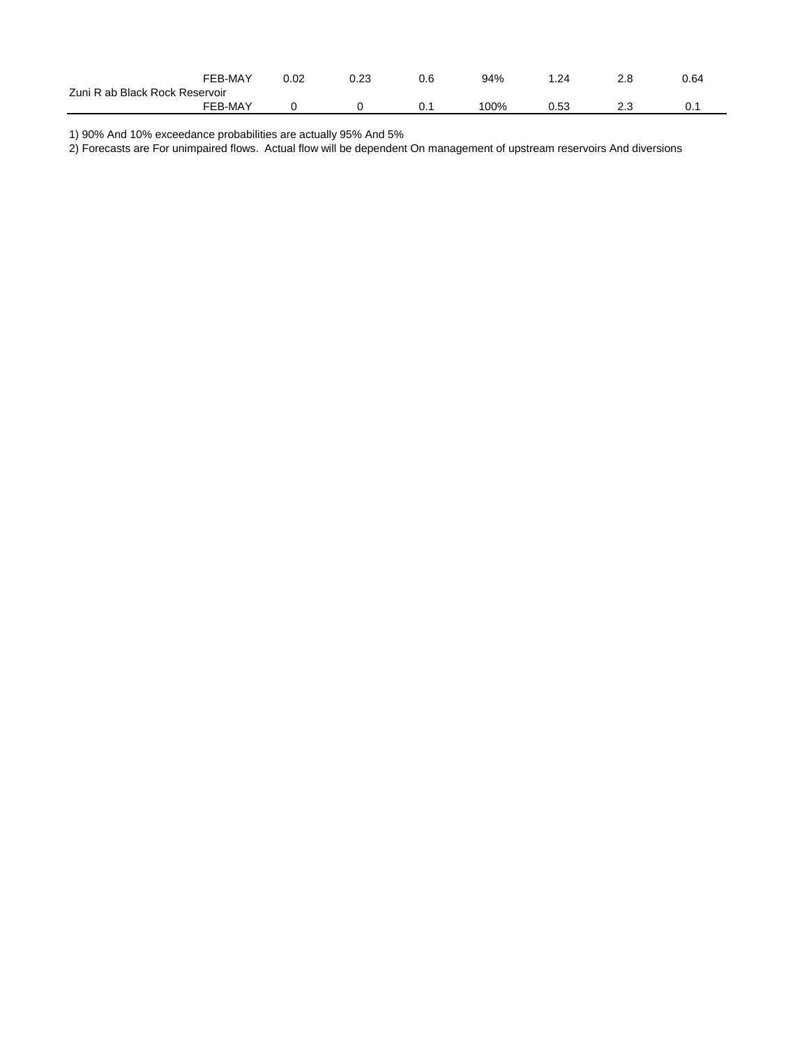| | | | | | | | |
|---|---|---|---|---|---|---|---|
| FEB-MAY | 0.02 | 0.23 | 0.6 | 94% | 1.24 | 2.8 | 0.64 |
| Zuni R ab Black Rock Reservoir | | | | | | | |
| FEB-MAY | 0 | 0 | 0.1 | 100% | 0.53 | 2.3 | 0.1 |

1) 90% And 10% exceedance probabilities are actually 95% And 5%

2) Forecasts are For unimpaired flows. Actual flow will be dependent On management of upstream reservoirs And diversions